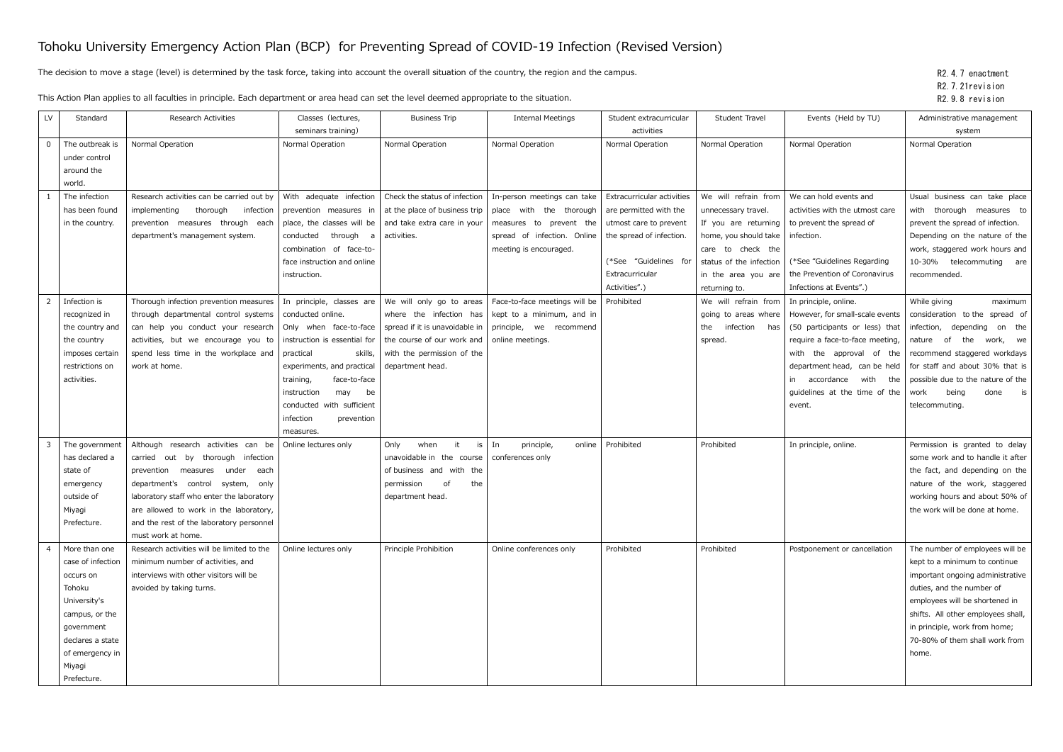# Tohoku University Emergency Action Plan (BCP) for Preventing Spread of COVID-19 Infection (Revised Version)

The decision to move a stage (level) is determined by the task force, taking into account the overall situation of the country, the region and the campus.

This Action Plan applies to all faculties in principle. Each department or area head can set the level deemed appropriate to the situation.

R2.4.7 enactment
R2.7.21revision
R2.9.8 revision

| LV | Standard | Research Activities | Classes (lectures, seminars training) | Business Trip | Internal Meetings | Student extracurricular activities | Student Travel | Events (Held by TU) | Administrative management system |
|---|---|---|---|---|---|---|---|---|---|
| 0 | The outbreak is under control around the world. | Normal Operation | Normal Operation | Normal Operation | Normal Operation | Normal Operation | Normal Operation | Normal Operation | Normal Operation |
| 1 | The infection has been found in the country. | Research activities can be carried out by implementing thorough infection prevention measures through each department's management system. | With adequate infection prevention measures in place, the classes will be conducted through a combination of face-to-face instruction and online instruction. | Check the status of infection at the place of business trip and take extra care in your activities. | In-person meetings can take place with the thorough measures to prevent the spread of infection. Online meeting is encouraged. | Extracurricular activities are permitted with the utmost care to prevent the spread of infection.<br><br>(*See "Guidelines for Extracurricular Activities".) | We will refrain from unnecessary travel. If you are returning home, you should take care to check the status of the infection in the area you are returning to. | We can hold events and activities with the utmost care to prevent the spread of infection.<br><br>(*See "Guidelines Regarding the Prevention of Coronavirus Infections at Events".) | Usual business can take place with thorough measures to prevent the spread of infection. Depending on the nature of the work, staggered work hours and 10-30% telecommuting are recommended. |
| 2 | Infection is recognized in the country and the country imposes certain restrictions on activities. | Thorough infection prevention measures through departmental control systems can help you conduct your research activities, but we encourage you to spend less time in the workplace and work at home. | In principle, classes are conducted online. Only when face-to-face instruction is essential for practical skills, experiments, and practical training, face-to-face instruction may be conducted with sufficient infection prevention measures. | We will only go to areas where the infection has spread if it is unavoidable in the course of our work and with the permission of the department head. | Face-to-face meetings will be kept to a minimum, and in principle, we recommend online meetings. | Prohibited | We will refrain from going to areas where the infection has spread. | In principle, online. However, for small-scale events (50 participants or less) that require a face-to-face meeting, with the approval of the department head, can be held in accordance with the guidelines at the time of the event. | While giving maximum consideration to the spread of infection, depending on the nature of the work, we recommend staggered workdays for staff and about 30% that is possible due to the nature of the work being done is telecommuting. |
| 3 | The government has declared a state of emergency outside of Miyagi Prefecture. | Although research activities can be carried out by thorough infection prevention measures under each department's control system, only laboratory staff who enter the laboratory are allowed to work in the laboratory, and the rest of the laboratory personnel must work at home. | Online lectures only | Only when it is unavoidable in the course of business and with the permission of the department head. | In principle, online conferences only | Prohibited | Prohibited | In principle, online. | Permission is granted to delay some work and to handle it after the fact, and depending on the nature of the work, staggered working hours and about 50% of the work will be done at home. |
| 4 | More than one case of infection occurs on Tohoku University's campus, or the government declares a state of emergency in Miyagi Prefecture. | Research activities will be limited to the minimum number of activities, and interviews with other visitors will be avoided by taking turns. | Online lectures only | Principle Prohibition | Online conferences only | Prohibited | Prohibited | Postponement or cancellation | The number of employees will be kept to a minimum to continue important ongoing administrative duties, and the number of employees will be shortened in shifts. All other employees shall, in principle, work from home; 70-80% of them shall work from home. |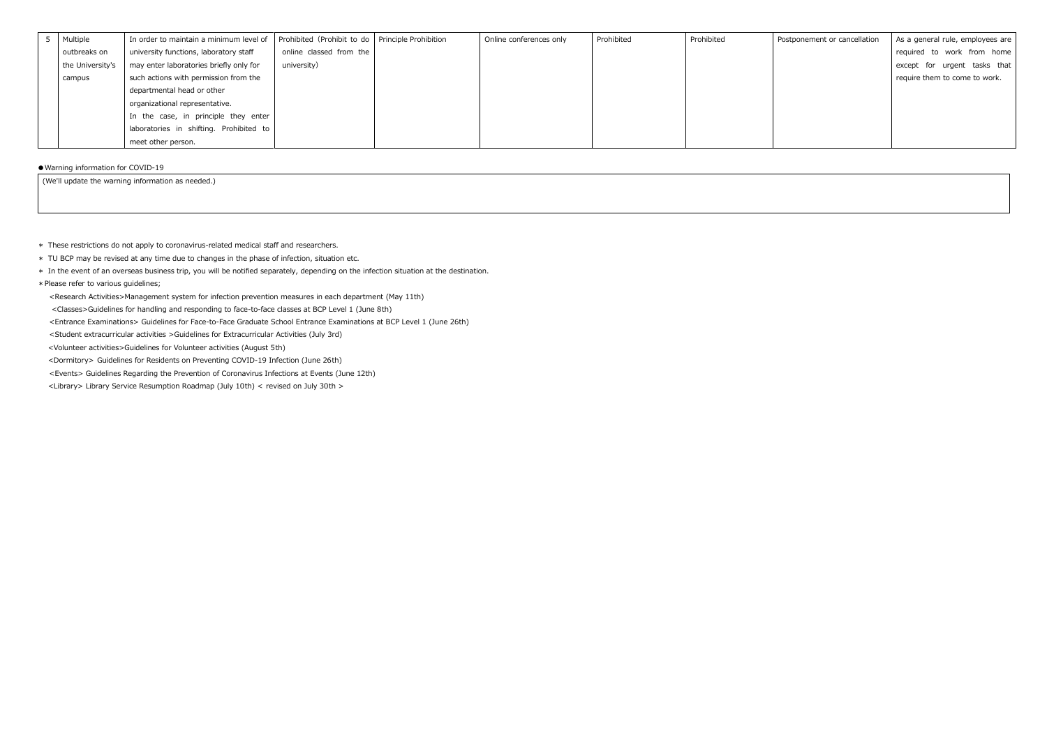| | | | | | | | | | |
|---|---|---|---|---|---|---|---|---|---|
| 5 | Multiple outbreaks on the University's campus | In order to maintain a minimum level of university functions, laboratory staff may enter laboratories briefly only for such actions with permission from the departmental head or other organizational representative. In the case, in principle they enter laboratories in shifting. Prohibited to meet other person. | Prohibited (Prohibit to do online classed from the university) | Principle Prohibition | Online conferences only | Prohibited | Prohibited | Postponement or cancellation | As a general rule, employees are required to work from home except for urgent tasks that require them to come to work. |

●Warning information for COVID-19

(We'll update the warning information as needed.)

* These restrictions do not apply to coronavirus-related medical staff and researchers.

* TU BCP may be revised at any time due to changes in the phase of infection, situation etc.

* In the event of an overseas business trip, you will be notified separately, depending on the infection situation at the destination.

*Please refer to various guidelines;

<Research Activities>Management system for infection prevention measures in each department (May 11th)

<Classes>Guidelines for handling and responding to face-to-face classes at BCP Level 1 (June 8th)

<Entrance Examinations> Guidelines for Face-to-Face Graduate School Entrance Examinations at BCP Level 1 (June 26th)

<Student extracurricular activities >Guidelines for Extracurricular Activities (July 3rd)

<Volunteer activities>Guidelines for Volunteer activities (August 5th)

<Dormitory> Guidelines for Residents on Preventing COVID-19 Infection (June 26th)

<Events> Guidelines Regarding the Prevention of Coronavirus Infections at Events (June 12th)

<Library> Library Service Resumption Roadmap (July 10th) < revised on July 30th >